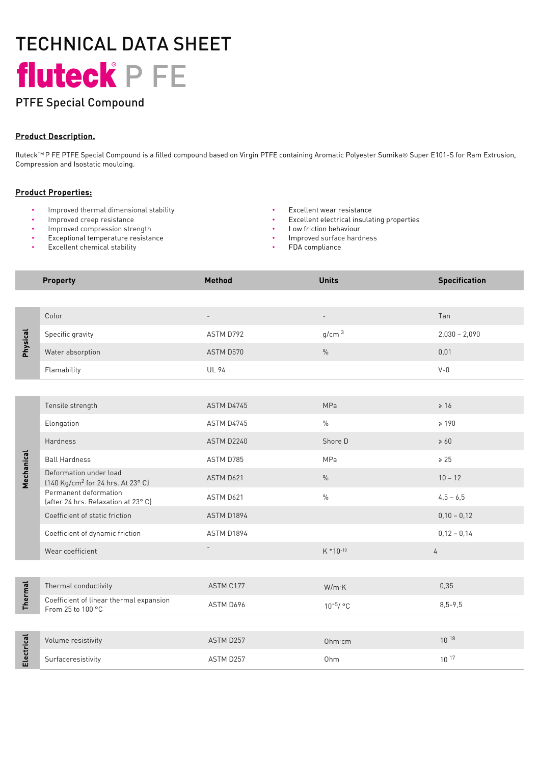# TECHNICAL DATA SHEET

# fluteck® P FE

## PTFE Special Compound

**Product Description.**

fluteck™ P FE PTFE Special Compound is a filled compound based on Virgin PTFE containing Aromatic Polyester Sumika® Super E101-S for Ram Extrusion, Compression and Isostatic moulding.

**Product Properties:**

- Improved thermal dimensional stability
- Improved creep resistance
- Improved compression strength
- Exceptional temperature resistance
- Excellent chemical stability
- Excellent wear resistance
- Excellent electrical insulating properties
- Low friction behaviour
- Improved surface hardness
- FDA compliance

| | Property | Method | Units | Specification |
|---|---|---|---|---|
| Physical | Color | - | - | Tan |
| | Specific gravity | ASTM D792 | g/cm $^3$ | 2,030 – 2,090 |
| | Water absorption | ASTM D570 | % | 0,01 |
| | Flamability | UL 94 | | V-0 |
| Mechanical | Tensile strength | ASTM D4745 | MPa | ≥ 16 |
| | Elongation | ASTM D4745 | % | ≥ 190 |
| | Hardness | ASTM D2240 | Shore D | ≥ 60 |
| | Ball Hardness | ASTM D785 | MPa | ≥ 25 |
| | Deformation under load (140 Kg/cm$^2$ for 24 hrs. At 23° C) | ASTM D621 | % | 10 – 12 |
| | Permanent deformation (after 24 hrs. Relaxation at 23° C) | ASTM D621 | % | 4,5 – 6,5 |
| | Coefficient of static friction | ASTM D1894 | | 0,10 – 0,12 |
| | Coefficient of dynamic friction | ASTM D1894 | | 0,12 – 0,14 |
| | Wear coefficient | - | K $*10^{-10}$ | 4 |
| Thermal | Thermal conductivity | ASTM C177 | W/m·K | 0,35 |
| | Coefficient of linear thermal expansion From 25 to 100 °C | ASTM D696 | $10^{-5}$/ °C | 8,5-9,5 |
| Electrical | Volume resistivity | ASTM D257 | Ohm·cm | $10^{18}$ |
| | Surfaceresistivity | ASTM D257 | Ohm | $10^{17}$ |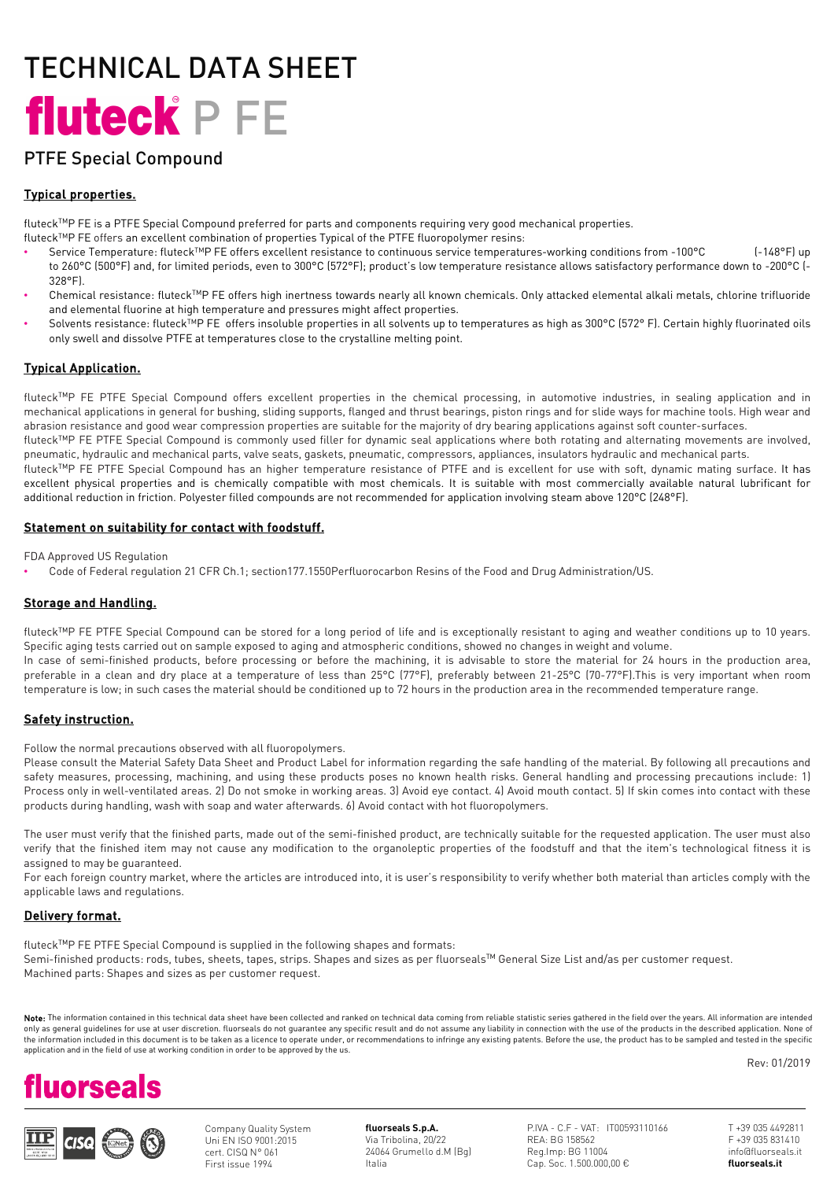# TECHNICAL DATA SHEET

# fluteck® P FE

## PTFE Special Compound

### Typical properties.

fluteck™P FE is a PTFE Special Compound preferred for parts and components requiring very good mechanical properties.
fluteck™P FE offers an excellent combination of properties Typical of the PTFE fluoropolymer resins:

- Service Temperature: fluteck™P FE offers excellent resistance to continuous service temperatures-working conditions from -100°C (-148°F) up to 260°C (500°F) and, for limited periods, even to 300°C (572°F); product's low temperature resistance allows satisfactory performance down to -200°C (-328°F).
- Chemical resistance: fluteck™P FE offers high inertness towards nearly all known chemicals. Only attacked elemental alkali metals, chlorine trifluoride and elemental fluorine at high temperature and pressures might affect properties.
- Solvents resistance: fluteck™P FE offers insoluble properties in all solvents up to temperatures as high as 300°C (572° F). Certain highly fluorinated oils only swell and dissolve PTFE at temperatures close to the crystalline melting point.

### Typical Application.

fluteck™P FE PTFE Special Compound offers excellent properties in the chemical processing, in automotive industries, in sealing application and in mechanical applications in general for bushing, sliding supports, flanged and thrust bearings, piston rings and for slide ways for machine tools. High wear and abrasion resistance and good wear compression properties are suitable for the majority of dry bearing applications against soft counter-surfaces.
fluteck™P FE PTFE Special Compound is commonly used filler for dynamic seal applications where both rotating and alternating movements are involved, pneumatic, hydraulic and mechanical parts, valve seats, gaskets, pneumatic, compressors, appliances, insulators hydraulic and mechanical parts.
fluteck™P FE PTFE Special Compound has an higher temperature resistance of PTFE and is excellent for use with soft, dynamic mating surface. It has excellent physical properties and is chemically compatible with most chemicals. It is suitable with most commercially available natural lubrificant for additional reduction in friction. Polyester filled compounds are not recommended for application involving steam above 120°C (248°F).

### Statement on suitability for contact with foodstuff.

FDA Approved US Regulation

- Code of Federal regulation 21 CFR Ch.1; section177.1550Perfluorocarbon Resins of the Food and Drug Administration/US.

### Storage and Handling.

fluteck™P FE PTFE Special Compound can be stored for a long period of life and is exceptionally resistant to aging and weather conditions up to 10 years. Specific aging tests carried out on sample exposed to aging and atmospheric conditions, showed no changes in weight and volume.
In case of semi-finished products, before processing or before the machining, it is advisable to store the material for 24 hours in the production area, preferable in a clean and dry place at a temperature of less than 25°C (77°F), preferably between 21-25°C (70-77°F).This is very important when room temperature is low; in such cases the material should be conditioned up to 72 hours in the production area in the recommended temperature range.

### Safety instruction.

Follow the normal precautions observed with all fluoropolymers.
Please consult the Material Safety Data Sheet and Product Label for information regarding the safe handling of the material. By following all precautions and safety measures, processing, machining, and using these products poses no known health risks. General handling and processing precautions include: 1) Process only in well-ventilated areas. 2) Do not smoke in working areas. 3) Avoid eye contact. 4) Avoid mouth contact. 5) If skin comes into contact with these products during handling, wash with soap and water afterwards. 6) Avoid contact with hot fluoropolymers.

The user must verify that the finished parts, made out of the semi-finished product, are technically suitable for the requested application. The user must also verify that the finished item may not cause any modification to the organoleptic properties of the foodstuff and that the item's technological fitness it is assigned to may be guaranteed.
For each foreign country market, where the articles are introduced into, it is user's responsibility to verify whether both material than articles comply with the applicable laws and regulations.

### Delivery format.

fluteck™P FE PTFE Special Compound is supplied in the following shapes and formats:
Semi-finished products: rods, tubes, sheets, tapes, strips. Shapes and sizes as per fluorseals™ General Size List and/as per customer request.
Machined parts: Shapes and sizes as per customer request.

**Note:** The information contained in this technical data sheet have been collected and ranked on technical data coming from reliable statistic series gathered in the field over the years. All information are intended only as general guidelines for use at user discretion. fluorseals do not guarantee any specific result and do not assume any liability in connection with the use of the products in the described application. None of the information included in this document is to be taken as a licence to operate under, or recommendations to infringe any existing patents. Before the use, the product has to be sampled and tested in the specific application and in the field of use at working condition in order to be approved by the us.

Rev: 01/2019

**fluorseals**

Company Quality System
Uni EN ISO 9001:2015
cert. CISQ N° 061
First issue 1994

**fluorseals S.p.A.**
Via Tribolina, 20/22
24064 Grumello d.M (Bg)
Italia

P.IVA - C.F - VAT: IT00593110166
REA: BG 158562
Reg.Imp: BG 11004
Cap. Soc. 1.500.000,00 €

T +39 035 4492811
F +39 035 831410
info@fluorseals.it
**fluorseals.it**